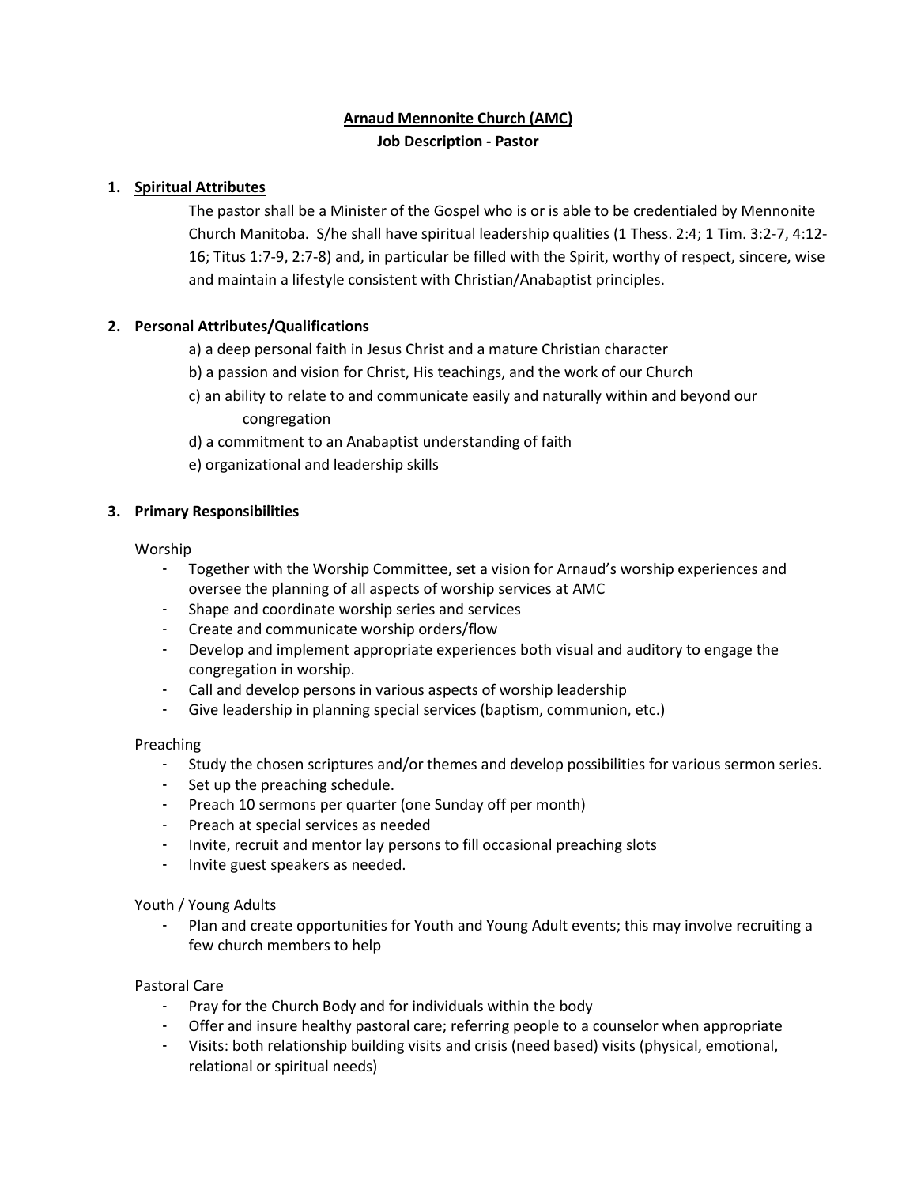# Arnaud Mennonite Church (AMC)

## Job Description - Pastor

1. **Spiritual Attributes**

   The pastor shall be a Minister of the Gospel who is or is able to be credentialed by Mennonite Church Manitoba. S/he shall have spiritual leadership qualities (1 Thess. 2:4; 1 Tim. 3:2-7, 4:12-16; Titus 1:7-9, 2:7-8) and, in particular be filled with the Spirit, worthy of respect, sincere, wise and maintain a lifestyle consistent with Christian/Anabaptist principles.

2. **Personal Attributes/Qualifications**

   a) a deep personal faith in Jesus Christ and a mature Christian character

   b) a passion and vision for Christ, His teachings, and the work of our Church

   c) an ability to relate to and communicate easily and naturally within and beyond our congregation

   d) a commitment to an Anabaptist understanding of faith

   e) organizational and leadership skills

3. **Primary Responsibilities**

Worship

- Together with the Worship Committee, set a vision for Arnaud's worship experiences and oversee the planning of all aspects of worship services at AMC
- Shape and coordinate worship series and services
- Create and communicate worship orders/flow
- Develop and implement appropriate experiences both visual and auditory to engage the congregation in worship.
- Call and develop persons in various aspects of worship leadership
- Give leadership in planning special services (baptism, communion, etc.)

Preaching

- Study the chosen scriptures and/or themes and develop possibilities for various sermon series.
- Set up the preaching schedule.
- Preach 10 sermons per quarter (one Sunday off per month)
- Preach at special services as needed
- Invite, recruit and mentor lay persons to fill occasional preaching slots
- Invite guest speakers as needed.

Youth / Young Adults

- Plan and create opportunities for Youth and Young Adult events; this may involve recruiting a few church members to help

Pastoral Care

- Pray for the Church Body and for individuals within the body
- Offer and insure healthy pastoral care; referring people to a counselor when appropriate
- Visits: both relationship building visits and crisis (need based) visits (physical, emotional, relational or spiritual needs)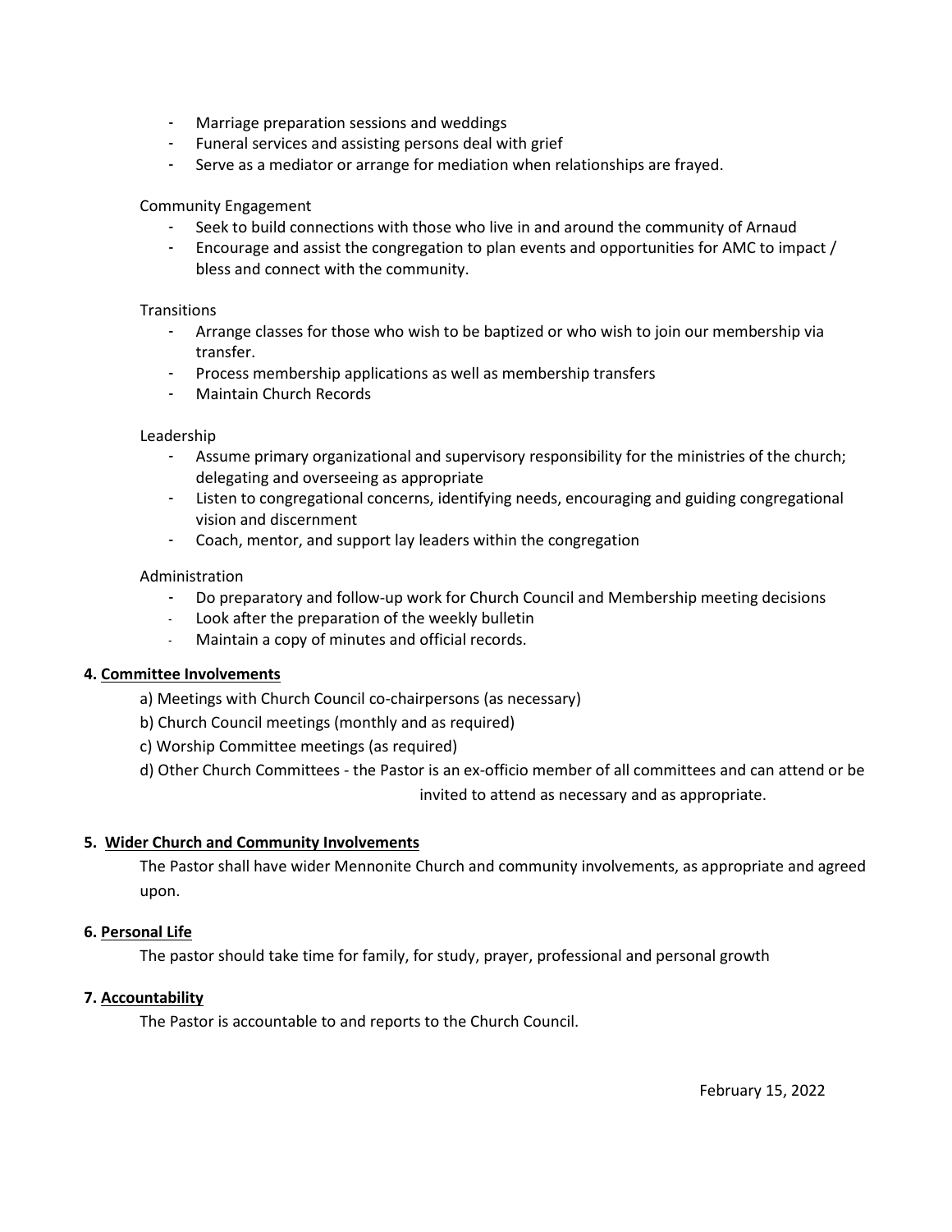- Marriage preparation sessions and weddings
- Funeral services and assisting persons deal with grief
- Serve as a mediator or arrange for mediation when relationships are frayed.

Community Engagement

- Seek to build connections with those who live in and around the community of Arnaud
- Encourage and assist the congregation to plan events and opportunities for AMC to impact / bless and connect with the community.

Transitions

- Arrange classes for those who wish to be baptized or who wish to join our membership via transfer.
- Process membership applications as well as membership transfers
- Maintain Church Records

Leadership

- Assume primary organizational and supervisory responsibility for the ministries of the church; delegating and overseeing as appropriate
- Listen to congregational concerns, identifying needs, encouraging and guiding congregational vision and discernment
- Coach, mentor, and support lay leaders within the congregation

Administration

- Do preparatory and follow-up work for Church Council and Membership meeting decisions
- Look after the preparation of the weekly bulletin
- Maintain a copy of minutes and official records.

**4. Committee Involvements**

a) Meetings with Church Council co-chairpersons (as necessary)

b) Church Council meetings (monthly and as required)

c) Worship Committee meetings (as required)

d) Other Church Committees - the Pastor is an ex-officio member of all committees and can attend or be invited to attend as necessary and as appropriate.

**5. Wider Church and Community Involvements**

The Pastor shall have wider Mennonite Church and community involvements, as appropriate and agreed upon.

**6. Personal Life**

The pastor should take time for family, for study, prayer, professional and personal growth

**7. Accountability**

The Pastor is accountable to and reports to the Church Council.

February 15, 2022